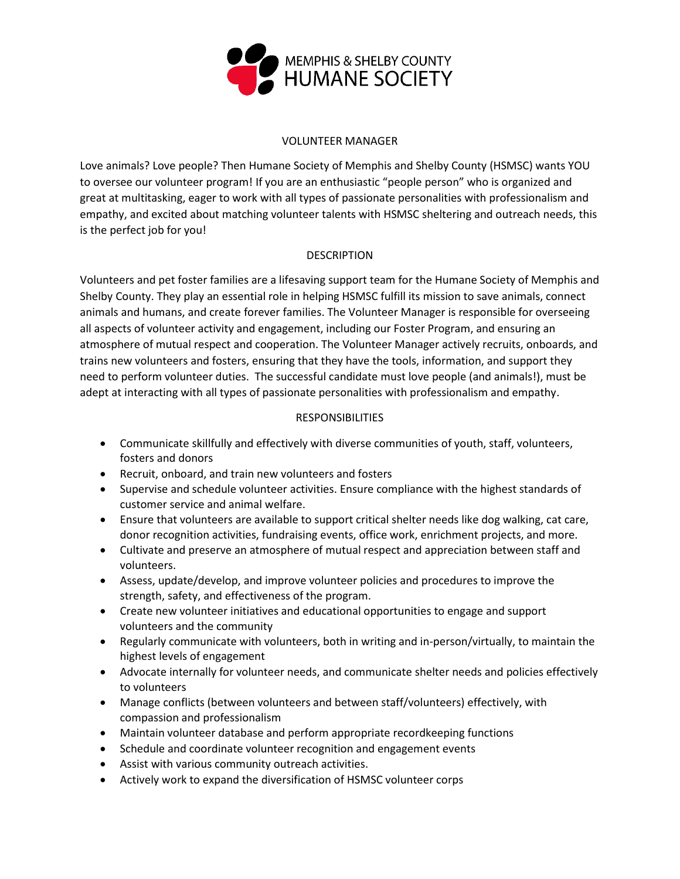MEMPHIS & SHELBY COUNTY
HUMANE SOCIETY

# VOLUNTEER MANAGER

Love animals? Love people? Then Humane Society of Memphis and Shelby County (HSMSC) wants YOU to oversee our volunteer program! If you are an enthusiastic "people person" who is organized and great at multitasking, eager to work with all types of passionate personalities with professionalism and empathy, and excited about matching volunteer talents with HSMSC sheltering and outreach needs, this is the perfect job for you!

## DESCRIPTION

Volunteers and pet foster families are a lifesaving support team for the Humane Society of Memphis and Shelby County. They play an essential role in helping HSMSC fulfill its mission to save animals, connect animals and humans, and create forever families. The Volunteer Manager is responsible for overseeing all aspects of volunteer activity and engagement, including our Foster Program, and ensuring an atmosphere of mutual respect and cooperation. The Volunteer Manager actively recruits, onboards, and trains new volunteers and fosters, ensuring that they have the tools, information, and support they need to perform volunteer duties. The successful candidate must love people (and animals!), must be adept at interacting with all types of passionate personalities with professionalism and empathy.

## RESPONSIBILITIES

- Communicate skillfully and effectively with diverse communities of youth, staff, volunteers, fosters and donors
- Recruit, onboard, and train new volunteers and fosters
- Supervise and schedule volunteer activities. Ensure compliance with the highest standards of customer service and animal welfare.
- Ensure that volunteers are available to support critical shelter needs like dog walking, cat care, donor recognition activities, fundraising events, office work, enrichment projects, and more.
- Cultivate and preserve an atmosphere of mutual respect and appreciation between staff and volunteers.
- Assess, update/develop, and improve volunteer policies and procedures to improve the strength, safety, and effectiveness of the program.
- Create new volunteer initiatives and educational opportunities to engage and support volunteers and the community
- Regularly communicate with volunteers, both in writing and in-person/virtually, to maintain the highest levels of engagement
- Advocate internally for volunteer needs, and communicate shelter needs and policies effectively to volunteers
- Manage conflicts (between volunteers and between staff/volunteers) effectively, with compassion and professionalism
- Maintain volunteer database and perform appropriate recordkeeping functions
- Schedule and coordinate volunteer recognition and engagement events
- Assist with various community outreach activities.
- Actively work to expand the diversification of HSMSC volunteer corps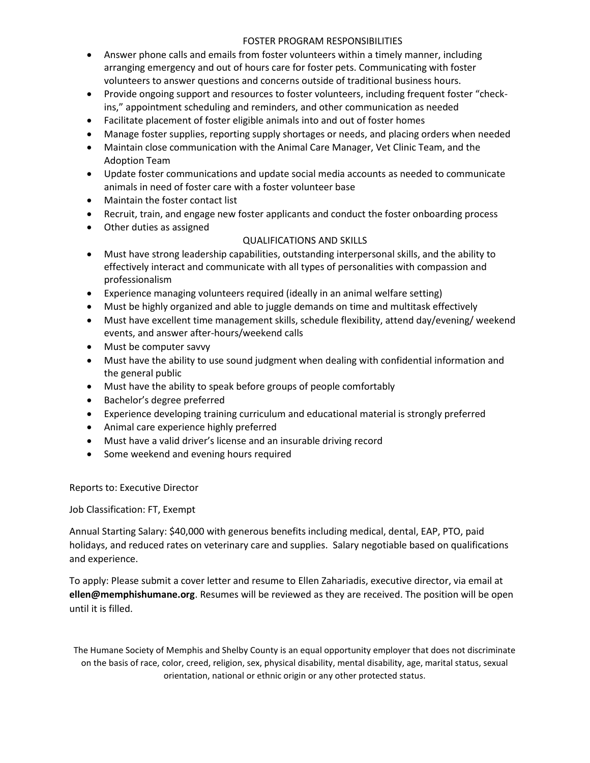## FOSTER PROGRAM RESPONSIBILITIES

- Answer phone calls and emails from foster volunteers within a timely manner, including arranging emergency and out of hours care for foster pets. Communicating with foster volunteers to answer questions and concerns outside of traditional business hours.
- Provide ongoing support and resources to foster volunteers, including frequent foster "check-ins," appointment scheduling and reminders, and other communication as needed
- Facilitate placement of foster eligible animals into and out of foster homes
- Manage foster supplies, reporting supply shortages or needs, and placing orders when needed
- Maintain close communication with the Animal Care Manager, Vet Clinic Team, and the Adoption Team
- Update foster communications and update social media accounts as needed to communicate animals in need of foster care with a foster volunteer base
- Maintain the foster contact list
- Recruit, train, and engage new foster applicants and conduct the foster onboarding process
- Other duties as assigned

## QUALIFICATIONS AND SKILLS

- Must have strong leadership capabilities, outstanding interpersonal skills, and the ability to effectively interact and communicate with all types of personalities with compassion and professionalism
- Experience managing volunteers required (ideally in an animal welfare setting)
- Must be highly organized and able to juggle demands on time and multitask effectively
- Must have excellent time management skills, schedule flexibility, attend day/evening/ weekend events, and answer after-hours/weekend calls
- Must be computer savvy
- Must have the ability to use sound judgment when dealing with confidential information and the general public
- Must have the ability to speak before groups of people comfortably
- Bachelor's degree preferred
- Experience developing training curriculum and educational material is strongly preferred
- Animal care experience highly preferred
- Must have a valid driver's license and an insurable driving record
- Some weekend and evening hours required

Reports to: Executive Director

Job Classification: FT, Exempt

Annual Starting Salary: $40,000 with generous benefits including medical, dental, EAP, PTO, paid holidays, and reduced rates on veterinary care and supplies. Salary negotiable based on qualifications and experience.

To apply: Please submit a cover letter and resume to Ellen Zahariadis, executive director, via email at **ellen@memphishumane.org**. Resumes will be reviewed as they are received. The position will be open until it is filled.

The Humane Society of Memphis and Shelby County is an equal opportunity employer that does not discriminate on the basis of race, color, creed, religion, sex, physical disability, mental disability, age, marital status, sexual orientation, national or ethnic origin or any other protected status.